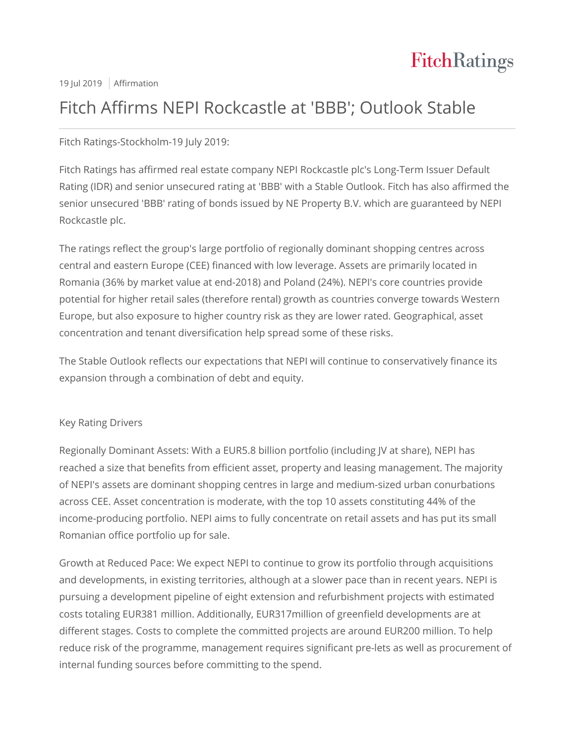19 Jul 2019 | Affirmation

# Fitch Affirms NEPI Rockcastle at 'BBB'; Outlook Stable

Fitch Ratings-Stockholm-19 July 2019:

Fitch Ratings has affirmed real estate company NEPI Rockcastle plc's Long-Term Issuer Default Rating (IDR) and senior unsecured rating at 'BBB' with a Stable Outlook. Fitch has also affirmed the senior unsecured 'BBB' rating of bonds issued by NE Property B.V. which are guaranteed by NEPI Rockcastle plc.

The ratings reflect the group's large portfolio of regionally dominant shopping centres across central and eastern Europe (CEE) financed with low leverage. Assets are primarily located in Romania (36% by market value at end-2018) and Poland (24%). NEPI's core countries provide potential for higher retail sales (therefore rental) growth as countries converge towards Western Europe, but also exposure to higher country risk as they are lower rated. Geographical, asset concentration and tenant diversification help spread some of these risks.

The Stable Outlook reflects our expectations that NEPI will continue to conservatively finance its expansion through a combination of debt and equity.

## Key Rating Drivers

Regionally Dominant Assets: With a EUR5.8 billion portfolio (including JV at share), NEPI has reached a size that benefits from efficient asset, property and leasing management. The majority of NEPI's assets are dominant shopping centres in large and medium-sized urban conurbations across CEE. Asset concentration is moderate, with the top 10 assets constituting 44% of the income-producing portfolio. NEPI aims to fully concentrate on retail assets and has put its small Romanian office portfolio up for sale.

Growth at Reduced Pace: We expect NEPI to continue to grow its portfolio through acquisitions and developments, in existing territories, although at a slower pace than in recent years. NEPI is pursuing a development pipeline of eight extension and refurbishment projects with estimated costs totaling EUR381 million. Additionally, EUR317million of greenfield developments are at different stages. Costs to complete the committed projects are around EUR200 million. To help reduce risk of the programme, management requires significant pre-lets as well as procurement of internal funding sources before committing to the spend.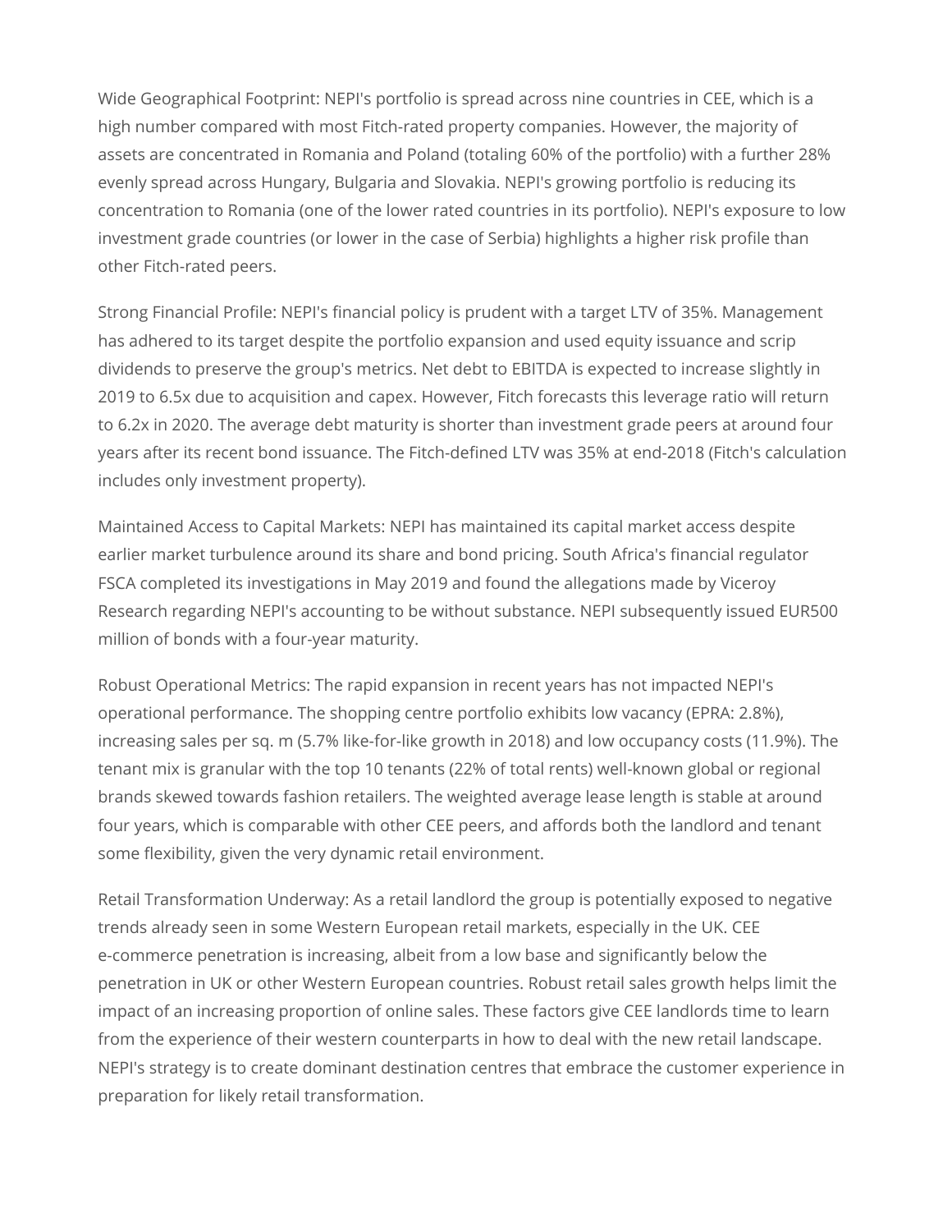Wide Geographical Footprint: NEPI's portfolio is spread across nine countries in CEE, which is a high number compared with most Fitch-rated property companies. However, the majority of assets are concentrated in Romania and Poland (totaling 60% of the portfolio) with a further 28% evenly spread across Hungary, Bulgaria and Slovakia. NEPI's growing portfolio is reducing its concentration to Romania (one of the lower rated countries in its portfolio). NEPI's exposure to low investment grade countries (or lower in the case of Serbia) highlights a higher risk profile than other Fitch-rated peers.

Strong Financial Profile: NEPI's financial policy is prudent with a target LTV of 35%. Management has adhered to its target despite the portfolio expansion and used equity issuance and scrip dividends to preserve the group's metrics. Net debt to EBITDA is expected to increase slightly in 2019 to 6.5x due to acquisition and capex. However, Fitch forecasts this leverage ratio will return to 6.2x in 2020. The average debt maturity is shorter than investment grade peers at around four years after its recent bond issuance. The Fitch-defined LTV was 35% at end-2018 (Fitch's calculation includes only investment property).

Maintained Access to Capital Markets: NEPI has maintained its capital market access despite earlier market turbulence around its share and bond pricing. South Africa's financial regulator FSCA completed its investigations in May 2019 and found the allegations made by Viceroy Research regarding NEPI's accounting to be without substance. NEPI subsequently issued EUR500 million of bonds with a four-year maturity.

Robust Operational Metrics: The rapid expansion in recent years has not impacted NEPI's operational performance. The shopping centre portfolio exhibits low vacancy (EPRA: 2.8%), increasing sales per sq. m (5.7% like-for-like growth in 2018) and low occupancy costs (11.9%). The tenant mix is granular with the top 10 tenants (22% of total rents) well-known global or regional brands skewed towards fashion retailers. The weighted average lease length is stable at around four years, which is comparable with other CEE peers, and affords both the landlord and tenant some flexibility, given the very dynamic retail environment.

Retail Transformation Underway: As a retail landlord the group is potentially exposed to negative trends already seen in some Western European retail markets, especially in the UK. CEE e-commerce penetration is increasing, albeit from a low base and significantly below the penetration in UK or other Western European countries. Robust retail sales growth helps limit the impact of an increasing proportion of online sales. These factors give CEE landlords time to learn from the experience of their western counterparts in how to deal with the new retail landscape. NEPI's strategy is to create dominant destination centres that embrace the customer experience in preparation for likely retail transformation.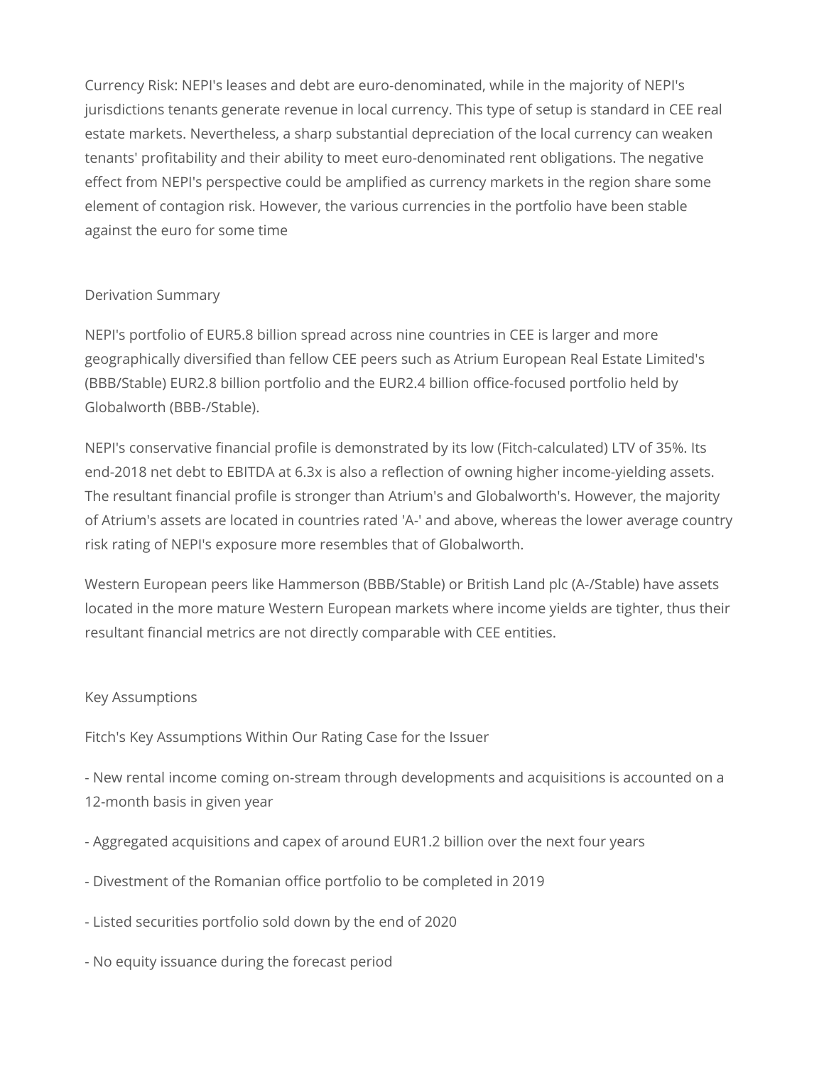Currency Risk: NEPI's leases and debt are euro-denominated, while in the majority of NEPI's jurisdictions tenants generate revenue in local currency. This type of setup is standard in CEE real estate markets. Nevertheless, a sharp substantial depreciation of the local currency can weaken tenants' profitability and their ability to meet euro-denominated rent obligations. The negative effect from NEPI's perspective could be amplified as currency markets in the region share some element of contagion risk. However, the various currencies in the portfolio have been stable against the euro for some time

## Derivation Summary

NEPI's portfolio of EUR5.8 billion spread across nine countries in CEE is larger and more geographically diversified than fellow CEE peers such as Atrium European Real Estate Limited's (BBB/Stable) EUR2.8 billion portfolio and the EUR2.4 billion office-focused portfolio held by Globalworth (BBB-/Stable).

NEPI's conservative financial profile is demonstrated by its low (Fitch-calculated) LTV of 35%. Its end-2018 net debt to EBITDA at 6.3x is also a reflection of owning higher income-yielding assets. The resultant financial profile is stronger than Atrium's and Globalworth's. However, the majority of Atrium's assets are located in countries rated 'A-' and above, whereas the lower average country risk rating of NEPI's exposure more resembles that of Globalworth.

Western European peers like Hammerson (BBB/Stable) or British Land plc (A-/Stable) have assets located in the more mature Western European markets where income yields are tighter, thus their resultant financial metrics are not directly comparable with CEE entities.

## Key Assumptions

Fitch's Key Assumptions Within Our Rating Case for the Issuer

- New rental income coming on-stream through developments and acquisitions is accounted on a 12-month basis in given year
- Aggregated acquisitions and capex of around EUR1.2 billion over the next four years
- Divestment of the Romanian office portfolio to be completed in 2019
- Listed securities portfolio sold down by the end of 2020
- No equity issuance during the forecast period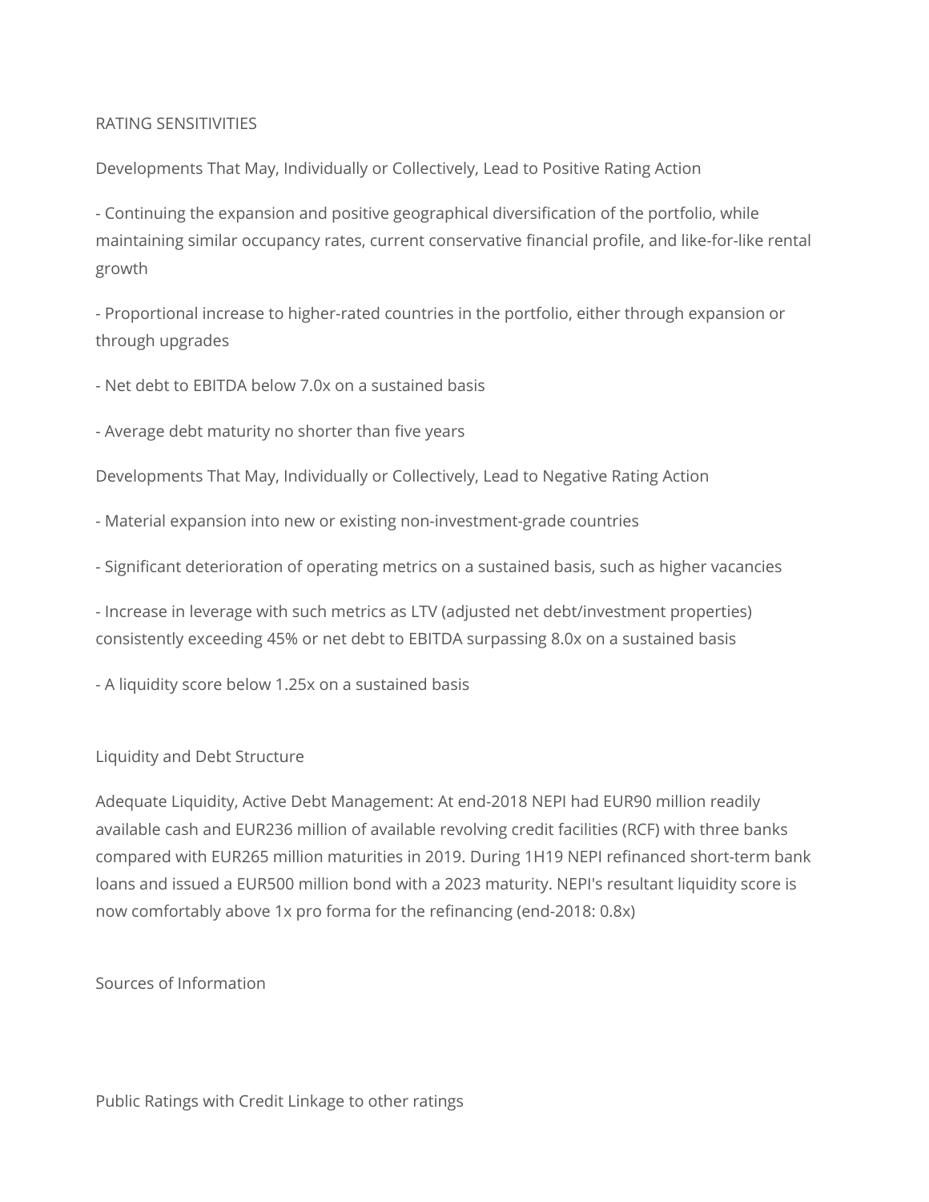## RATING SENSITIVITIES

Developments That May, Individually or Collectively, Lead to Positive Rating Action

- Continuing the expansion and positive geographical diversification of the portfolio, while maintaining similar occupancy rates, current conservative financial profile, and like-for-like rental growth

- Proportional increase to higher-rated countries in the portfolio, either through expansion or through upgrades

- Net debt to EBITDA below 7.0x on a sustained basis

- Average debt maturity no shorter than five years

Developments That May, Individually or Collectively, Lead to Negative Rating Action

- Material expansion into new or existing non-investment-grade countries

- Significant deterioration of operating metrics on a sustained basis, such as higher vacancies

- Increase in leverage with such metrics as LTV (adjusted net debt/investment properties) consistently exceeding 45% or net debt to EBITDA surpassing 8.0x on a sustained basis

- A liquidity score below 1.25x on a sustained basis

## Liquidity and Debt Structure

Adequate Liquidity, Active Debt Management: At end-2018 NEPI had EUR90 million readily available cash and EUR236 million of available revolving credit facilities (RCF) with three banks compared with EUR265 million maturities in 2019. During 1H19 NEPI refinanced short-term bank loans and issued a EUR500 million bond with a 2023 maturity. NEPI's resultant liquidity score is now comfortably above 1x pro forma for the refinancing (end-2018: 0.8x)

## Sources of Information

## Public Ratings with Credit Linkage to other ratings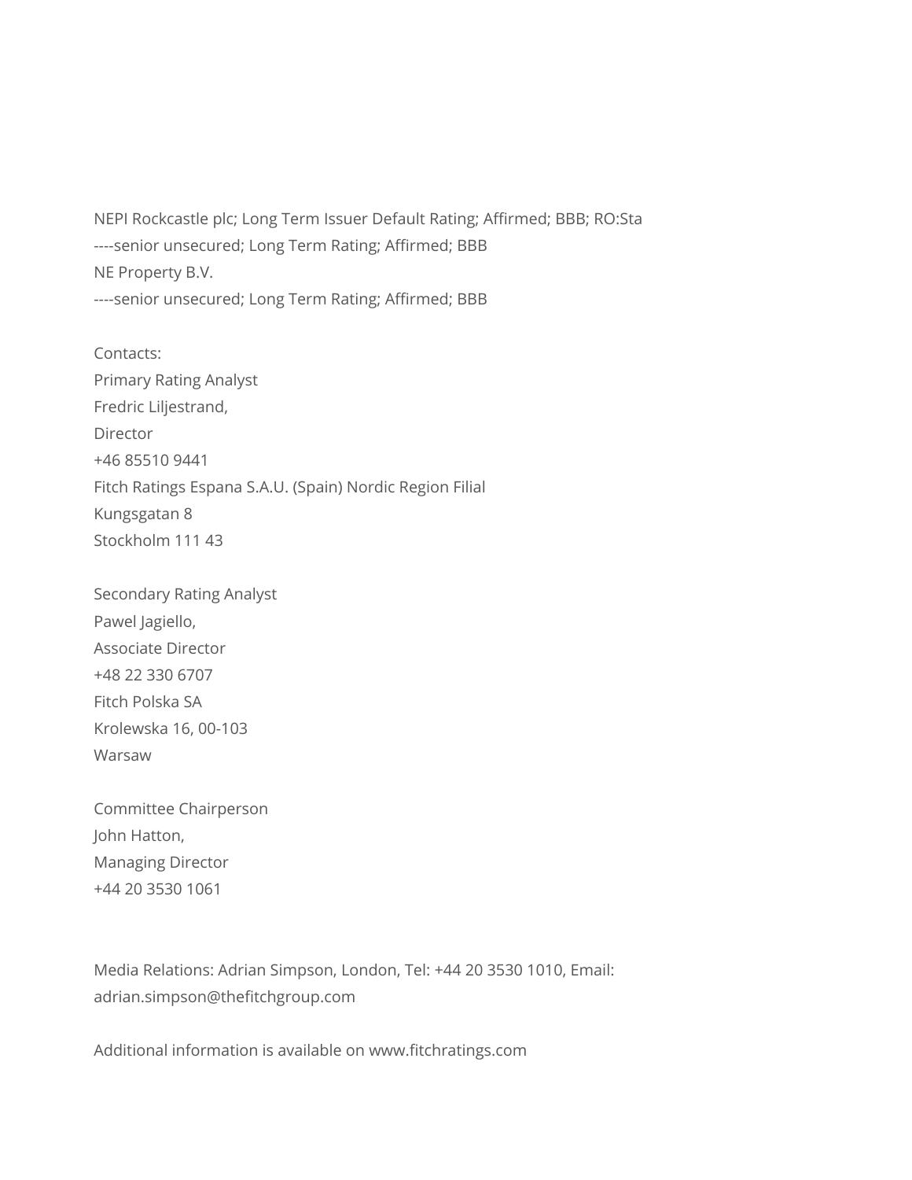NEPI Rockcastle plc; Long Term Issuer Default Rating; Affirmed; BBB; RO:Sta
----senior unsecured; Long Term Rating; Affirmed; BBB
NE Property B.V.
----senior unsecured; Long Term Rating; Affirmed; BBB

Contacts:
Primary Rating Analyst
Fredric Liljestrand,
Director
+46 85510 9441
Fitch Ratings Espana S.A.U. (Spain) Nordic Region Filial
Kungsgatan 8
Stockholm 111 43

Secondary Rating Analyst
Pawel Jagiello,
Associate Director
+48 22 330 6707
Fitch Polska SA
Krolewska 16, 00-103
Warsaw

Committee Chairperson
John Hatton,
Managing Director
+44 20 3530 1061

Media Relations: Adrian Simpson, London, Tel: +44 20 3530 1010, Email: adrian.simpson@thefitchgroup.com

Additional information is available on www.fitchratings.com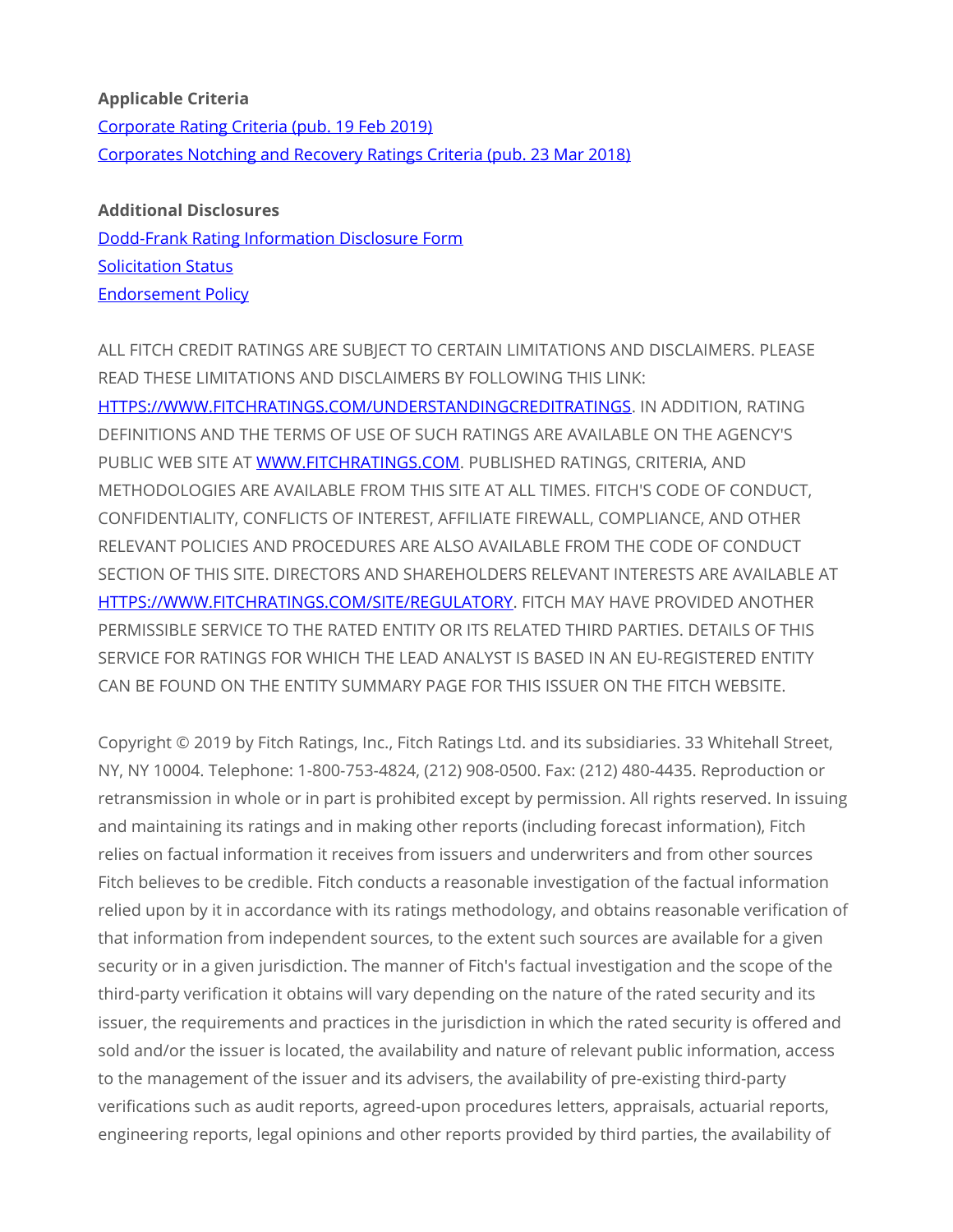**Applicable Criteria**

Corporate Rating Criteria (pub. 19 Feb 2019)

Corporates Notching and Recovery Ratings Criteria (pub. 23 Mar 2018)

**Additional Disclosures**

Dodd-Frank Rating Information Disclosure Form

Solicitation Status

Endorsement Policy

ALL FITCH CREDIT RATINGS ARE SUBJECT TO CERTAIN LIMITATIONS AND DISCLAIMERS. PLEASE READ THESE LIMITATIONS AND DISCLAIMERS BY FOLLOWING THIS LINK: HTTPS://WWW.FITCHRATINGS.COM/UNDERSTANDINGCREDITRATINGS. IN ADDITION, RATING DEFINITIONS AND THE TERMS OF USE OF SUCH RATINGS ARE AVAILABLE ON THE AGENCY'S PUBLIC WEB SITE AT WWW.FITCHRATINGS.COM. PUBLISHED RATINGS, CRITERIA, AND METHODOLOGIES ARE AVAILABLE FROM THIS SITE AT ALL TIMES. FITCH'S CODE OF CONDUCT, CONFIDENTIALITY, CONFLICTS OF INTEREST, AFFILIATE FIREWALL, COMPLIANCE, AND OTHER RELEVANT POLICIES AND PROCEDURES ARE ALSO AVAILABLE FROM THE CODE OF CONDUCT SECTION OF THIS SITE. DIRECTORS AND SHAREHOLDERS RELEVANT INTERESTS ARE AVAILABLE AT HTTPS://WWW.FITCHRATINGS.COM/SITE/REGULATORY. FITCH MAY HAVE PROVIDED ANOTHER PERMISSIBLE SERVICE TO THE RATED ENTITY OR ITS RELATED THIRD PARTIES. DETAILS OF THIS SERVICE FOR RATINGS FOR WHICH THE LEAD ANALYST IS BASED IN AN EU-REGISTERED ENTITY CAN BE FOUND ON THE ENTITY SUMMARY PAGE FOR THIS ISSUER ON THE FITCH WEBSITE.

Copyright © 2019 by Fitch Ratings, Inc., Fitch Ratings Ltd. and its subsidiaries. 33 Whitehall Street, NY, NY 10004. Telephone: 1-800-753-4824, (212) 908-0500. Fax: (212) 480-4435. Reproduction or retransmission in whole or in part is prohibited except by permission. All rights reserved. In issuing and maintaining its ratings and in making other reports (including forecast information), Fitch relies on factual information it receives from issuers and underwriters and from other sources Fitch believes to be credible. Fitch conducts a reasonable investigation of the factual information relied upon by it in accordance with its ratings methodology, and obtains reasonable verification of that information from independent sources, to the extent such sources are available for a given security or in a given jurisdiction. The manner of Fitch's factual investigation and the scope of the third-party verification it obtains will vary depending on the nature of the rated security and its issuer, the requirements and practices in the jurisdiction in which the rated security is offered and sold and/or the issuer is located, the availability and nature of relevant public information, access to the management of the issuer and its advisers, the availability of pre-existing third-party verifications such as audit reports, agreed-upon procedures letters, appraisals, actuarial reports, engineering reports, legal opinions and other reports provided by third parties, the availability of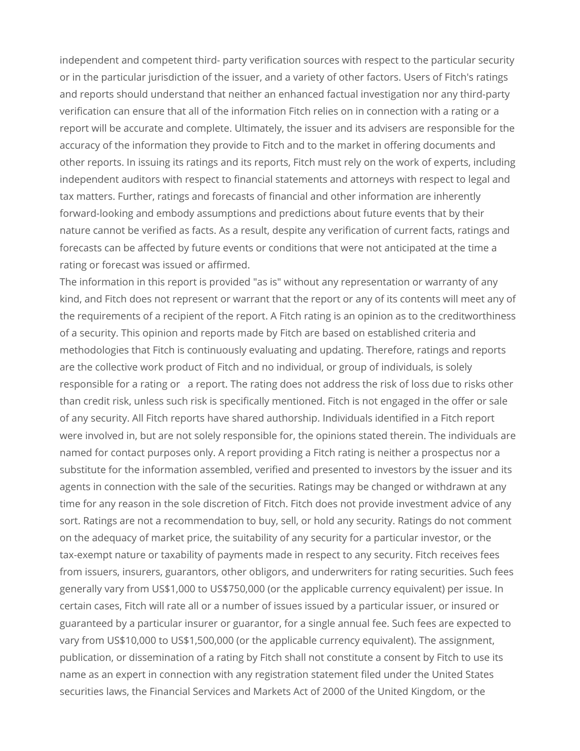independent and competent third- party verification sources with respect to the particular security or in the particular jurisdiction of the issuer, and a variety of other factors. Users of Fitch's ratings and reports should understand that neither an enhanced factual investigation nor any third-party verification can ensure that all of the information Fitch relies on in connection with a rating or a report will be accurate and complete. Ultimately, the issuer and its advisers are responsible for the accuracy of the information they provide to Fitch and to the market in offering documents and other reports. In issuing its ratings and its reports, Fitch must rely on the work of experts, including independent auditors with respect to financial statements and attorneys with respect to legal and tax matters. Further, ratings and forecasts of financial and other information are inherently forward-looking and embody assumptions and predictions about future events that by their nature cannot be verified as facts. As a result, despite any verification of current facts, ratings and forecasts can be affected by future events or conditions that were not anticipated at the time a rating or forecast was issued or affirmed.

The information in this report is provided "as is" without any representation or warranty of any kind, and Fitch does not represent or warrant that the report or any of its contents will meet any of the requirements of a recipient of the report. A Fitch rating is an opinion as to the creditworthiness of a security. This opinion and reports made by Fitch are based on established criteria and methodologies that Fitch is continuously evaluating and updating. Therefore, ratings and reports are the collective work product of Fitch and no individual, or group of individuals, is solely responsible for a rating or a report. The rating does not address the risk of loss due to risks other than credit risk, unless such risk is specifically mentioned. Fitch is not engaged in the offer or sale of any security. All Fitch reports have shared authorship. Individuals identified in a Fitch report were involved in, but are not solely responsible for, the opinions stated therein. The individuals are named for contact purposes only. A report providing a Fitch rating is neither a prospectus nor a substitute for the information assembled, verified and presented to investors by the issuer and its agents in connection with the sale of the securities. Ratings may be changed or withdrawn at any time for any reason in the sole discretion of Fitch. Fitch does not provide investment advice of any sort. Ratings are not a recommendation to buy, sell, or hold any security. Ratings do not comment on the adequacy of market price, the suitability of any security for a particular investor, or the tax-exempt nature or taxability of payments made in respect to any security. Fitch receives fees from issuers, insurers, guarantors, other obligors, and underwriters for rating securities. Such fees generally vary from US$1,000 to US$750,000 (or the applicable currency equivalent) per issue. In certain cases, Fitch will rate all or a number of issues issued by a particular issuer, or insured or guaranteed by a particular insurer or guarantor, for a single annual fee. Such fees are expected to vary from US$10,000 to US$1,500,000 (or the applicable currency equivalent). The assignment, publication, or dissemination of a rating by Fitch shall not constitute a consent by Fitch to use its name as an expert in connection with any registration statement filed under the United States securities laws, the Financial Services and Markets Act of 2000 of the United Kingdom, or the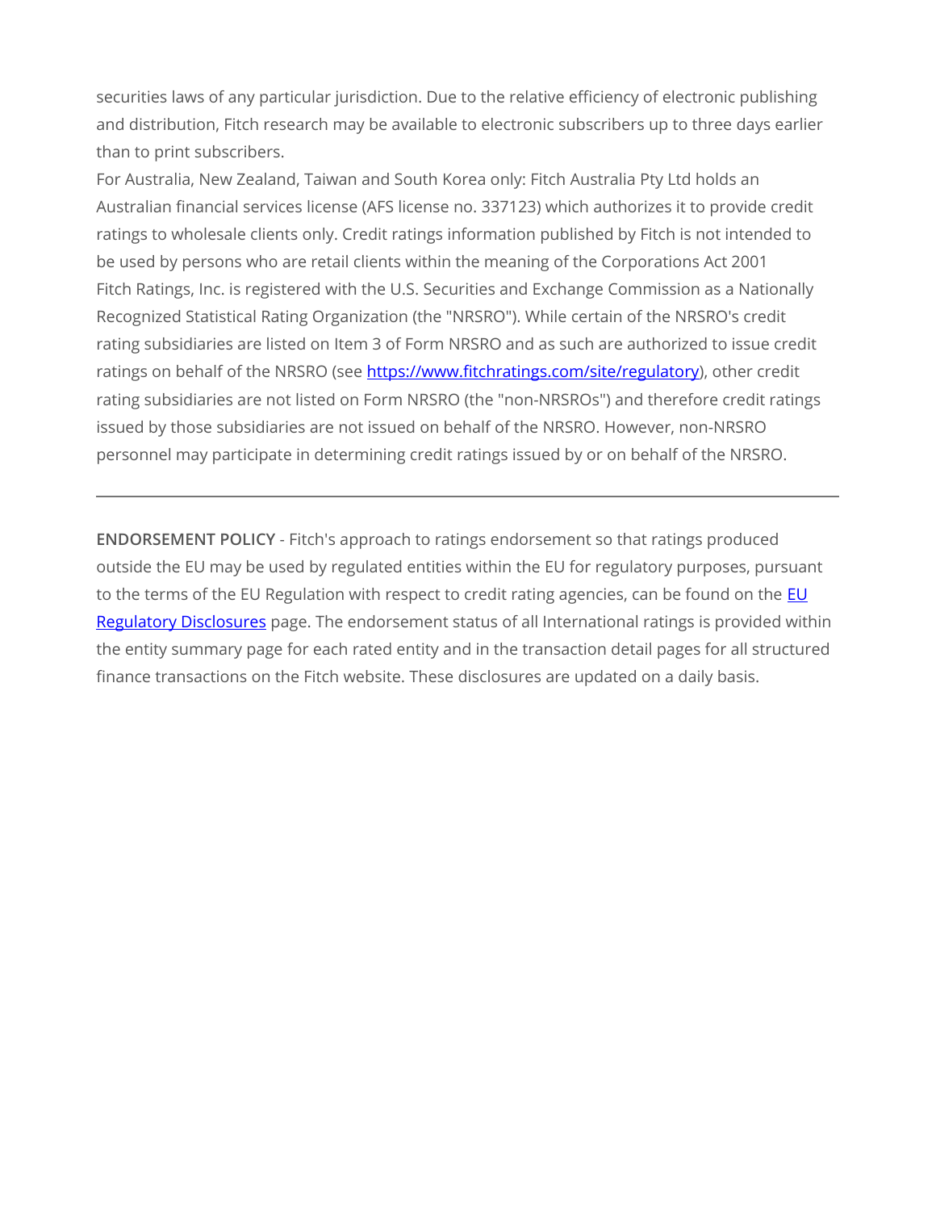securities laws of any particular jurisdiction. Due to the relative efficiency of electronic publishing and distribution, Fitch research may be available to electronic subscribers up to three days earlier than to print subscribers.

For Australia, New Zealand, Taiwan and South Korea only: Fitch Australia Pty Ltd holds an Australian financial services license (AFS license no. 337123) which authorizes it to provide credit ratings to wholesale clients only. Credit ratings information published by Fitch is not intended to be used by persons who are retail clients within the meaning of the Corporations Act 2001

Fitch Ratings, Inc. is registered with the U.S. Securities and Exchange Commission as a Nationally Recognized Statistical Rating Organization (the "NRSRO"). While certain of the NRSRO's credit rating subsidiaries are listed on Item 3 of Form NRSRO and as such are authorized to issue credit ratings on behalf of the NRSRO (see [https://www.fitchratings.com/site/regulatory](https://www.fitchratings.com/site/regulatory)), other credit rating subsidiaries are not listed on Form NRSRO (the "non-NRSROs") and therefore credit ratings issued by those subsidiaries are not issued on behalf of the NRSRO. However, non-NRSRO personnel may participate in determining credit ratings issued by or on behalf of the NRSRO.

---

**ENDORSEMENT POLICY** - Fitch's approach to ratings endorsement so that ratings produced outside the EU may be used by regulated entities within the EU for regulatory purposes, pursuant to the terms of the EU Regulation with respect to credit rating agencies, can be found on the EU Regulatory Disclosures page. The endorsement status of all International ratings is provided within the entity summary page for each rated entity and in the transaction detail pages for all structured finance transactions on the Fitch website. These disclosures are updated on a daily basis.